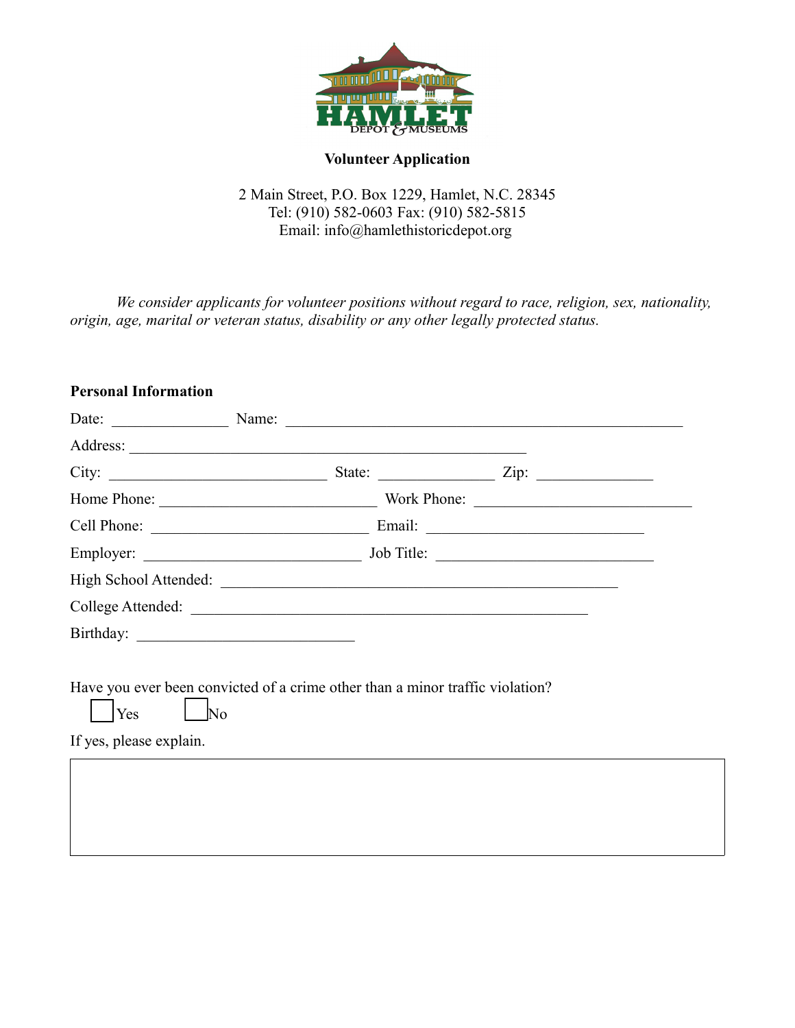**Volunteer Application**

2 Main Street, P.O. Box 1229, Hamlet, N.C. 28345
Tel: (910) 582-0603 Fax: (910) 582-5815
Email: info@hamlethistoricdepot.org

*We consider applicants for volunteer positions without regard to race, religion, sex, nationality, origin, age, marital or veteran status, disability or any other legally protected status.*

**Personal Information**

Date: _______________ Name: ____________________________________________________

Address: ____________________________________________________

City: ____________________________ State: _______________ Zip: _______________

Home Phone: ____________________________ Work Phone: ____________________________

Cell Phone: ____________________________ Email: ____________________________

Employer: ____________________________ Job Title: ____________________________

High School Attended: ____________________________________________________

College Attended: ____________________________________________________

Birthday: ____________________________

Have you ever been convicted of a crime other than a minor traffic violation?

☐ Yes ☐ No

If yes, please explain.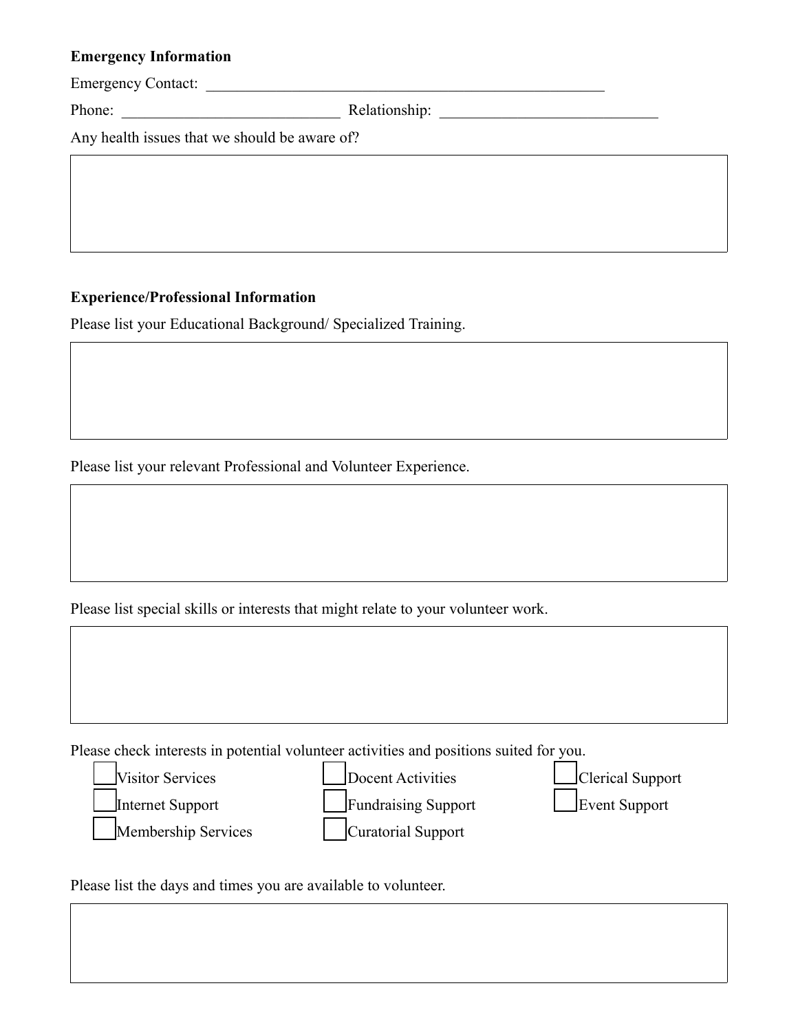**Emergency Information**

Emergency Contact: ________________________________________________

Phone: ____________________________ Relationship: ____________________________

Any health issues that we should be aware of?

**Experience/Professional Information**

Please list your Educational Background/ Specialized Training.

Please list your relevant Professional and Volunteer Experience.

Please list special skills or interests that might relate to your volunteer work.

Please check interests in potential volunteer activities and positions suited for you.

- ☐ Visitor Services
- ☐ Internet Support
- ☐ Membership Services
- ☐ Docent Activities
- ☐ Fundraising Support
- ☐ Curatorial Support
- ☐ Clerical Support
- ☐ Event Support

Please list the days and times you are available to volunteer.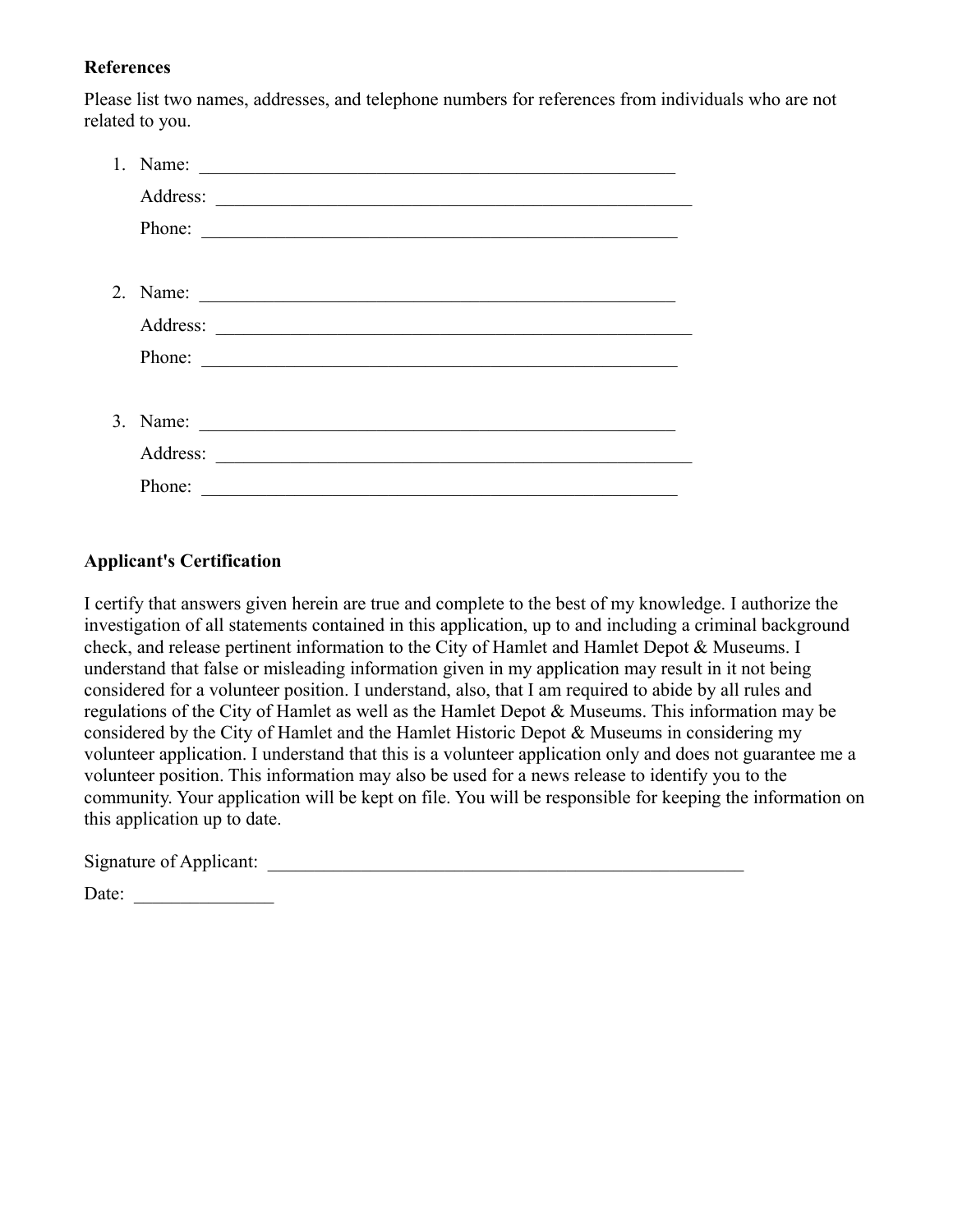**References**

Please list two names, addresses, and telephone numbers for references from individuals who are not related to you.

1. Name: ____________________________________________________
   Address: ____________________________________________________
   Phone: ____________________________________________________

2. Name: ____________________________________________________
   Address: ____________________________________________________
   Phone: ____________________________________________________

3. Name: ____________________________________________________
   Address: ____________________________________________________
   Phone: ____________________________________________________

**Applicant's Certification**

I certify that answers given herein are true and complete to the best of my knowledge. I authorize the investigation of all statements contained in this application, up to and including a criminal background check, and release pertinent information to the City of Hamlet and Hamlet Depot & Museums. I understand that false or misleading information given in my application may result in it not being considered for a volunteer position. I understand, also, that I am required to abide by all rules and regulations of the City of Hamlet as well as the Hamlet Depot & Museums. This information may be considered by the City of Hamlet and the Hamlet Historic Depot & Museums in considering my volunteer application. I understand that this is a volunteer application only and does not guarantee me a volunteer position. This information may also be used for a news release to identify you to the community. Your application will be kept on file. You will be responsible for keeping the information on this application up to date.

Signature of Applicant: ____________________________________________________

Date: _______________